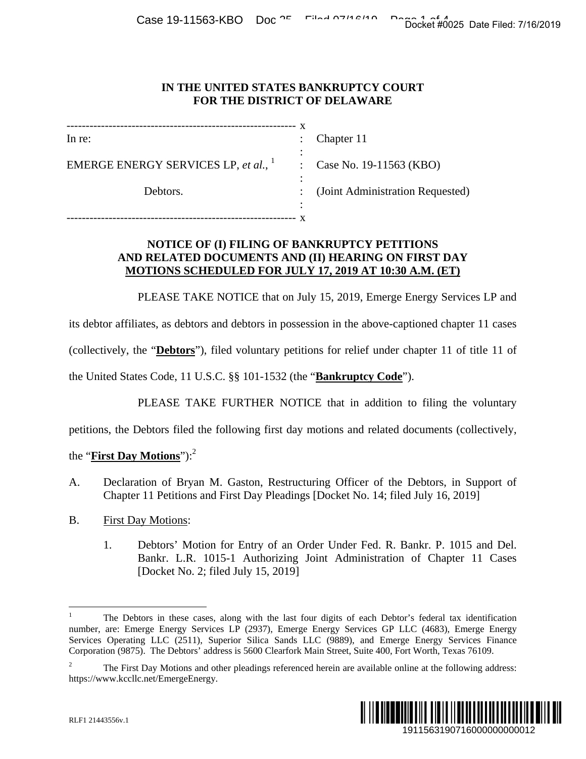IN THE UNITED STATES BANKRUPTCY COURT
FOR THE DISTRICT OF DELAWARE

| | | |
|---|---|---|
| In re: | : | Chapter 11 |
| EMERGE ENERGY SERVICES LP, *et al.*,[1] | : | Case No. 19-11563 (KBO) |
| Debtors. | : | (Joint Administration Requested) |

**NOTICE OF (I) FILING OF BANKRUPTCY PETITIONS AND RELATED DOCUMENTS AND (II) HEARING ON FIRST DAY MOTIONS SCHEDULED FOR JULY 17, 2019 AT 10:30 A.M. (ET)**

PLEASE TAKE NOTICE that on July 15, 2019, Emerge Energy Services LP and its debtor affiliates, as debtors and debtors in possession in the above-captioned chapter 11 cases (collectively, the "**Debtors**"), filed voluntary petitions for relief under chapter 11 of title 11 of the United States Code, 11 U.S.C. §§ 101-1532 (the "**Bankruptcy Code**").

PLEASE TAKE FURTHER NOTICE that in addition to filing the voluntary petitions, the Debtors filed the following first day motions and related documents (collectively, the "**First Day Motions**"):[2]

A. Declaration of Bryan M. Gaston, Restructuring Officer of the Debtors, in Support of Chapter 11 Petitions and First Day Pleadings [Docket No. 14; filed July 16, 2019]

B. First Day Motions:

1. Debtors' Motion for Entry of an Order Under Fed. R. Bankr. P. 1015 and Del. Bankr. L.R. 1015-1 Authorizing Joint Administration of Chapter 11 Cases [Docket No. 2; filed July 15, 2019]

---

[1] The Debtors in these cases, along with the last four digits of each Debtor's federal tax identification number, are: Emerge Energy Services LP (2937), Emerge Energy Services GP LLC (4683), Emerge Energy Services Operating LLC (2511), Superior Silica Sands LLC (9889), and Emerge Energy Services Finance Corporation (9875). The Debtors' address is 5600 Clearfork Main Street, Suite 400, Fort Worth, Texas 76109.

[2] The First Day Motions and other pleadings referenced herein are available online at the following address: https://www.kccllc.net/EmergeEnergy.

RLF1 21443556v.1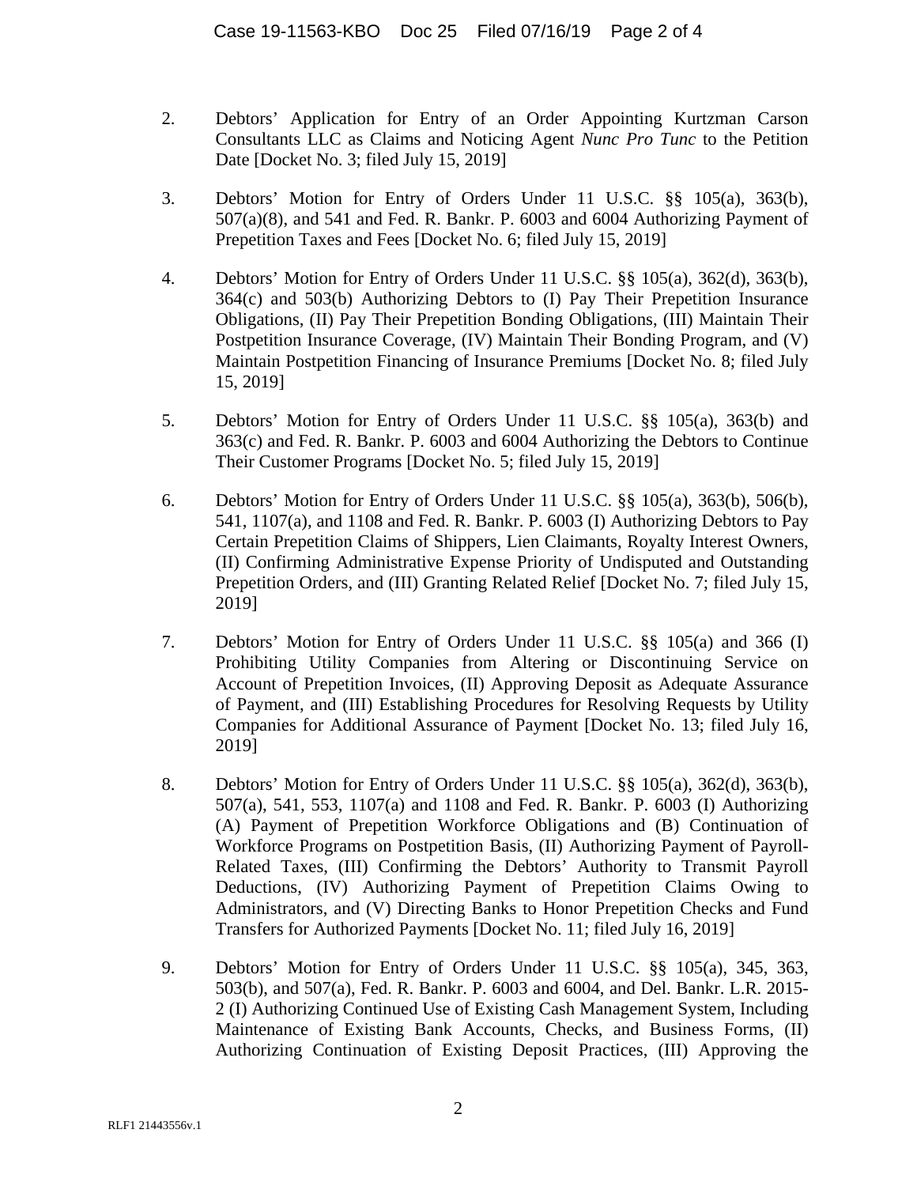2. Debtors' Application for Entry of an Order Appointing Kurtzman Carson Consultants LLC as Claims and Noticing Agent *Nunc Pro Tunc* to the Petition Date [Docket No. 3; filed July 15, 2019]

3. Debtors' Motion for Entry of Orders Under 11 U.S.C. §§ 105(a), 363(b), 507(a)(8), and 541 and Fed. R. Bankr. P. 6003 and 6004 Authorizing Payment of Prepetition Taxes and Fees [Docket No. 6; filed July 15, 2019]

4. Debtors' Motion for Entry of Orders Under 11 U.S.C. §§ 105(a), 362(d), 363(b), 364(c) and 503(b) Authorizing Debtors to (I) Pay Their Prepetition Insurance Obligations, (II) Pay Their Prepetition Bonding Obligations, (III) Maintain Their Postpetition Insurance Coverage, (IV) Maintain Their Bonding Program, and (V) Maintain Postpetition Financing of Insurance Premiums [Docket No. 8; filed July 15, 2019]

5. Debtors' Motion for Entry of Orders Under 11 U.S.C. §§ 105(a), 363(b) and 363(c) and Fed. R. Bankr. P. 6003 and 6004 Authorizing the Debtors to Continue Their Customer Programs [Docket No. 5; filed July 15, 2019]

6. Debtors' Motion for Entry of Orders Under 11 U.S.C. §§ 105(a), 363(b), 506(b), 541, 1107(a), and 1108 and Fed. R. Bankr. P. 6003 (I) Authorizing Debtors to Pay Certain Prepetition Claims of Shippers, Lien Claimants, Royalty Interest Owners, (II) Confirming Administrative Expense Priority of Undisputed and Outstanding Prepetition Orders, and (III) Granting Related Relief [Docket No. 7; filed July 15, 2019]

7. Debtors' Motion for Entry of Orders Under 11 U.S.C. §§ 105(a) and 366 (I) Prohibiting Utility Companies from Altering or Discontinuing Service on Account of Prepetition Invoices, (II) Approving Deposit as Adequate Assurance of Payment, and (III) Establishing Procedures for Resolving Requests by Utility Companies for Additional Assurance of Payment [Docket No. 13; filed July 16, 2019]

8. Debtors' Motion for Entry of Orders Under 11 U.S.C. §§ 105(a), 362(d), 363(b), 507(a), 541, 553, 1107(a) and 1108 and Fed. R. Bankr. P. 6003 (I) Authorizing (A) Payment of Prepetition Workforce Obligations and (B) Continuation of Workforce Programs on Postpetition Basis, (II) Authorizing Payment of Payroll-Related Taxes, (III) Confirming the Debtors' Authority to Transmit Payroll Deductions, (IV) Authorizing Payment of Prepetition Claims Owing to Administrators, and (V) Directing Banks to Honor Prepetition Checks and Fund Transfers for Authorized Payments [Docket No. 11; filed July 16, 2019]

9. Debtors' Motion for Entry of Orders Under 11 U.S.C. §§ 105(a), 345, 363, 503(b), and 507(a), Fed. R. Bankr. P. 6003 and 6004, and Del. Bankr. L.R. 2015-2 (I) Authorizing Continued Use of Existing Cash Management System, Including Maintenance of Existing Bank Accounts, Checks, and Business Forms, (II) Authorizing Continuation of Existing Deposit Practices, (III) Approving the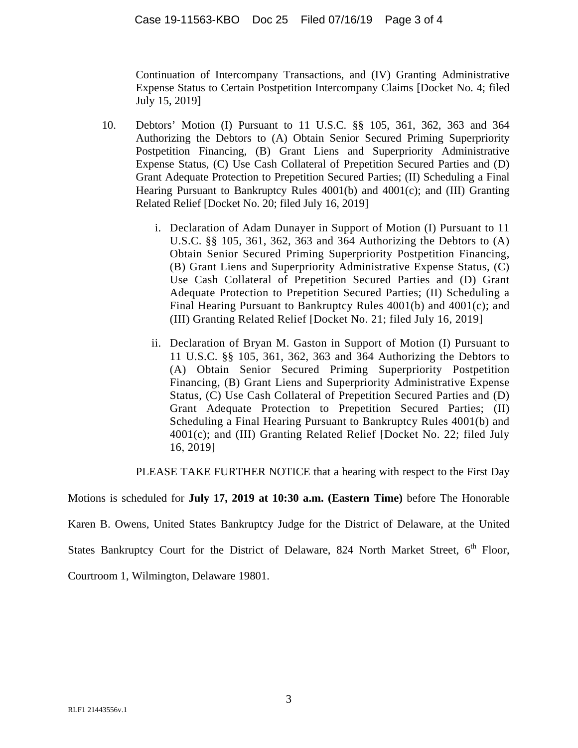Continuation of Intercompany Transactions, and (IV) Granting Administrative Expense Status to Certain Postpetition Intercompany Claims [Docket No. 4; filed July 15, 2019]

10. Debtors' Motion (I) Pursuant to 11 U.S.C. §§ 105, 361, 362, 363 and 364 Authorizing the Debtors to (A) Obtain Senior Secured Priming Superpriority Postpetition Financing, (B) Grant Liens and Superpriority Administrative Expense Status, (C) Use Cash Collateral of Prepetition Secured Parties and (D) Grant Adequate Protection to Prepetition Secured Parties; (II) Scheduling a Final Hearing Pursuant to Bankruptcy Rules 4001(b) and 4001(c); and (III) Granting Related Relief [Docket No. 20; filed July 16, 2019]

    i. Declaration of Adam Dunayer in Support of Motion (I) Pursuant to 11 U.S.C. §§ 105, 361, 362, 363 and 364 Authorizing the Debtors to (A) Obtain Senior Secured Priming Superpriority Postpetition Financing, (B) Grant Liens and Superpriority Administrative Expense Status, (C) Use Cash Collateral of Prepetition Secured Parties and (D) Grant Adequate Protection to Prepetition Secured Parties; (II) Scheduling a Final Hearing Pursuant to Bankruptcy Rules 4001(b) and 4001(c); and (III) Granting Related Relief [Docket No. 21; filed July 16, 2019]

    ii. Declaration of Bryan M. Gaston in Support of Motion (I) Pursuant to 11 U.S.C. §§ 105, 361, 362, 363 and 364 Authorizing the Debtors to (A) Obtain Senior Secured Priming Superpriority Postpetition Financing, (B) Grant Liens and Superpriority Administrative Expense Status, (C) Use Cash Collateral of Prepetition Secured Parties and (D) Grant Adequate Protection to Prepetition Secured Parties; (II) Scheduling a Final Hearing Pursuant to Bankruptcy Rules 4001(b) and 4001(c); and (III) Granting Related Relief [Docket No. 22; filed July 16, 2019]

PLEASE TAKE FURTHER NOTICE that a hearing with respect to the First Day Motions is scheduled for **July 17, 2019 at 10:30 a.m. (Eastern Time)** before The Honorable Karen B. Owens, United States Bankruptcy Judge for the District of Delaware, at the United States Bankruptcy Court for the District of Delaware, 824 North Market Street, 6th Floor, Courtroom 1, Wilmington, Delaware 19801.

RLF1 21443556v.1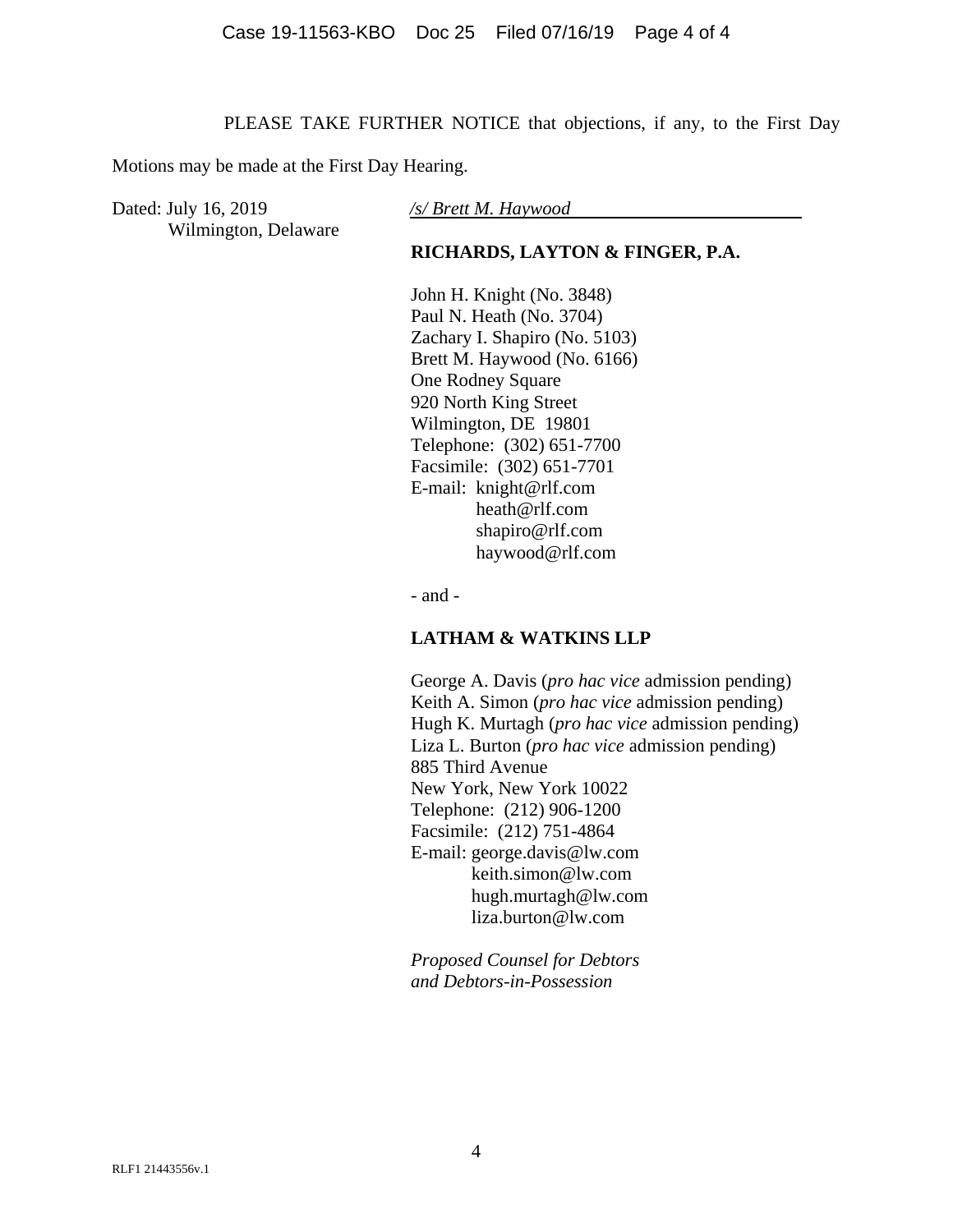PLEASE TAKE FURTHER NOTICE that objections, if any, to the First Day Motions may be made at the First Day Hearing.

Dated: July 16, 2019
Wilmington, Delaware

*/s/ Brett M. Haywood*

**RICHARDS, LAYTON & FINGER, P.A.**

John H. Knight (No. 3848)
Paul N. Heath (No. 3704)
Zachary I. Shapiro (No. 5103)
Brett M. Haywood (No. 6166)
One Rodney Square
920 North King Street
Wilmington, DE 19801
Telephone: (302) 651-7700
Facsimile: (302) 651-7701
E-mail: knight@rlf.com
heath@rlf.com
shapiro@rlf.com
haywood@rlf.com

- and -

**LATHAM & WATKINS LLP**

George A. Davis (*pro hac vice* admission pending)
Keith A. Simon (*pro hac vice* admission pending)
Hugh K. Murtagh (*pro hac vice* admission pending)
Liza L. Burton (*pro hac vice* admission pending)
885 Third Avenue
New York, New York 10022
Telephone: (212) 906-1200
Facsimile: (212) 751-4864
E-mail: george.davis@lw.com
keith.simon@lw.com
hugh.murtagh@lw.com
liza.burton@lw.com

*Proposed Counsel for Debtors and Debtors-in-Possession*

RLF1 21443556v.1